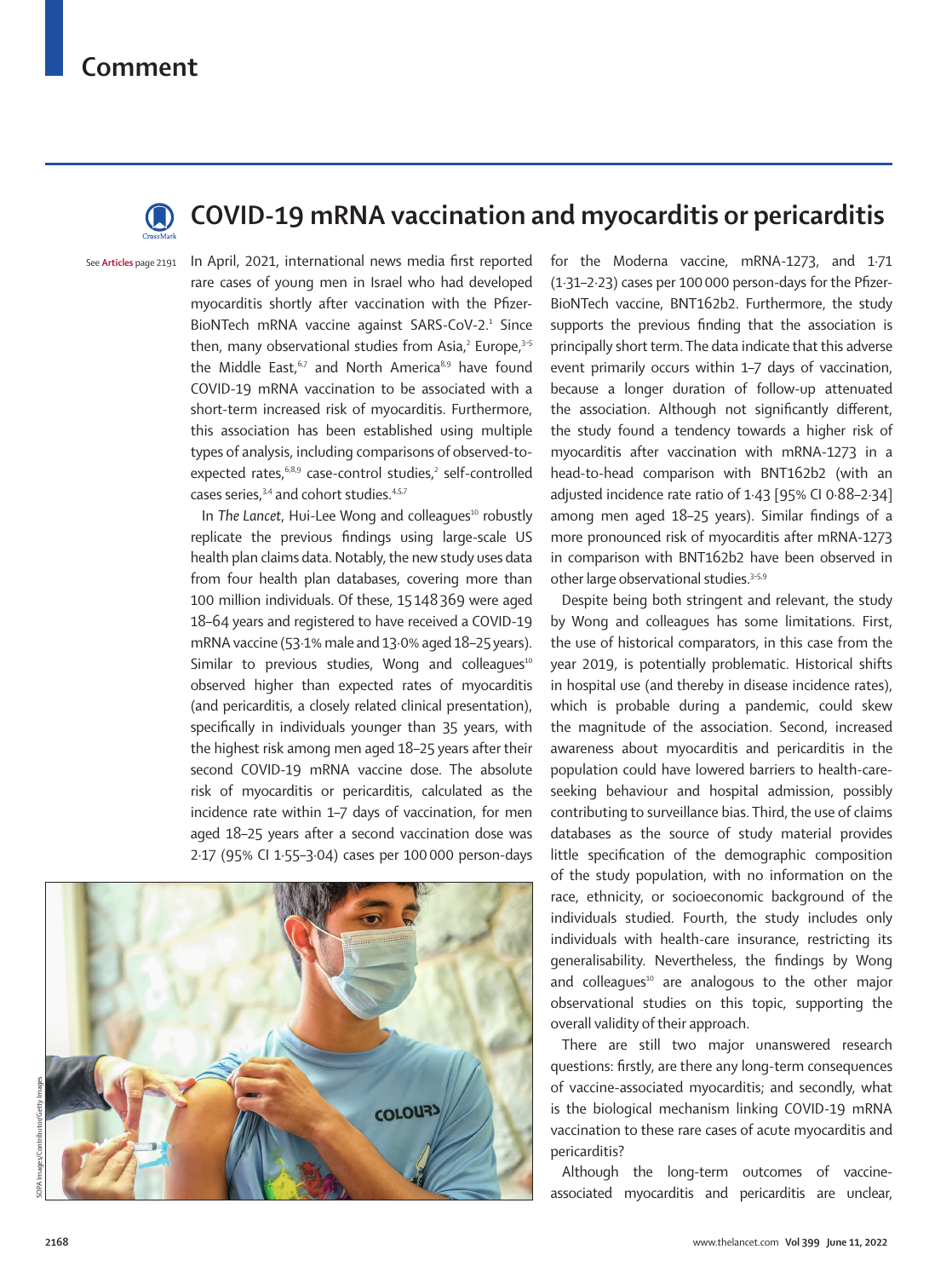Comment

# COVID-19 mRNA vaccination and myocarditis or pericarditis

See **Articles** page 2191

In April, 2021, international news media first reported rare cases of young men in Israel who had developed myocarditis shortly after vaccination with the Pfizer-BioNTech mRNA vaccine against SARS-CoV-2.[1] Since then, many observational studies from Asia,[2] Europe,[3–5] the Middle East,[6,7] and North America[8,9] have found COVID-19 mRNA vaccination to be associated with a short-term increased risk of myocarditis. Furthermore, this association has been established using multiple types of analysis, including comparisons of observed-to-expected rates,[6,8,9] case-control studies,[2] self-controlled cases series,[3,4] and cohort studies.[4,5,7]

In *The Lancet*, Hui-Lee Wong and colleagues[10] robustly replicate the previous findings using large-scale US health plan claims data. Notably, the new study uses data from four health plan databases, covering more than 100 million individuals. Of these, 15 148 369 were aged 18–64 years and registered to have received a COVID-19 mRNA vaccine (53·1% male and 13·0% aged 18–25 years). Similar to previous studies, Wong and colleagues[10] observed higher than expected rates of myocarditis (and pericarditis, a closely related clinical presentation), specifically in individuals younger than 35 years, with the highest risk among men aged 18–25 years after their second COVID-19 mRNA vaccine dose. The absolute risk of myocarditis or pericarditis, calculated as the incidence rate within 1–7 days of vaccination, for men aged 18–25 years after a second vaccination dose was 2·17 (95% CI 1·55–3·04) cases per 100 000 person-days for the Moderna vaccine, mRNA-1273, and 1·71 (1·31–2·23) cases per 100 000 person-days for the Pfizer-BioNTech vaccine, BNT162b2. Furthermore, the study supports the previous finding that the association is principally short term. The data indicate that this adverse event primarily occurs within 1–7 days of vaccination, because a longer duration of follow-up attenuated the association. Although not significantly different, the study found a tendency towards a higher risk of myocarditis after vaccination with mRNA-1273 in a head-to-head comparison with BNT162b2 (with an adjusted incidence rate ratio of 1·43 [95% CI 0·88–2·34] among men aged 18–25 years). Similar findings of a more pronounced risk of myocarditis after mRNA-1273 in comparison with BNT162b2 have been observed in other large observational studies.[3–5,9]

Despite being both stringent and relevant, the study by Wong and colleagues has some limitations. First, the use of historical comparators, in this case from the year 2019, is potentially problematic. Historical shifts in hospital use (and thereby in disease incidence rates), which is probable during a pandemic, could skew the magnitude of the association. Second, increased awareness about myocarditis and pericarditis in the population could have lowered barriers to health-care-seeking behaviour and hospital admission, possibly contributing to surveillance bias. Third, the use of claims databases as the source of study material provides little specification of the demographic composition of the study population, with no information on the race, ethnicity, or socioeconomic background of the individuals studied. Fourth, the study includes only individuals with health-care insurance, restricting its generalisability. Nevertheless, the findings by Wong and colleagues[10] are analogous to the other major observational studies on this topic, supporting the overall validity of their approach.

There are still two major unanswered research questions: firstly, are there any long-term consequences of vaccine-associated myocarditis; and secondly, what is the biological mechanism linking COVID-19 mRNA vaccination to these rare cases of acute myocarditis and pericarditis?

Although the long-term outcomes of vaccine-associated myocarditis and pericarditis are unclear,

SOPA Images/Contributor/Getty Images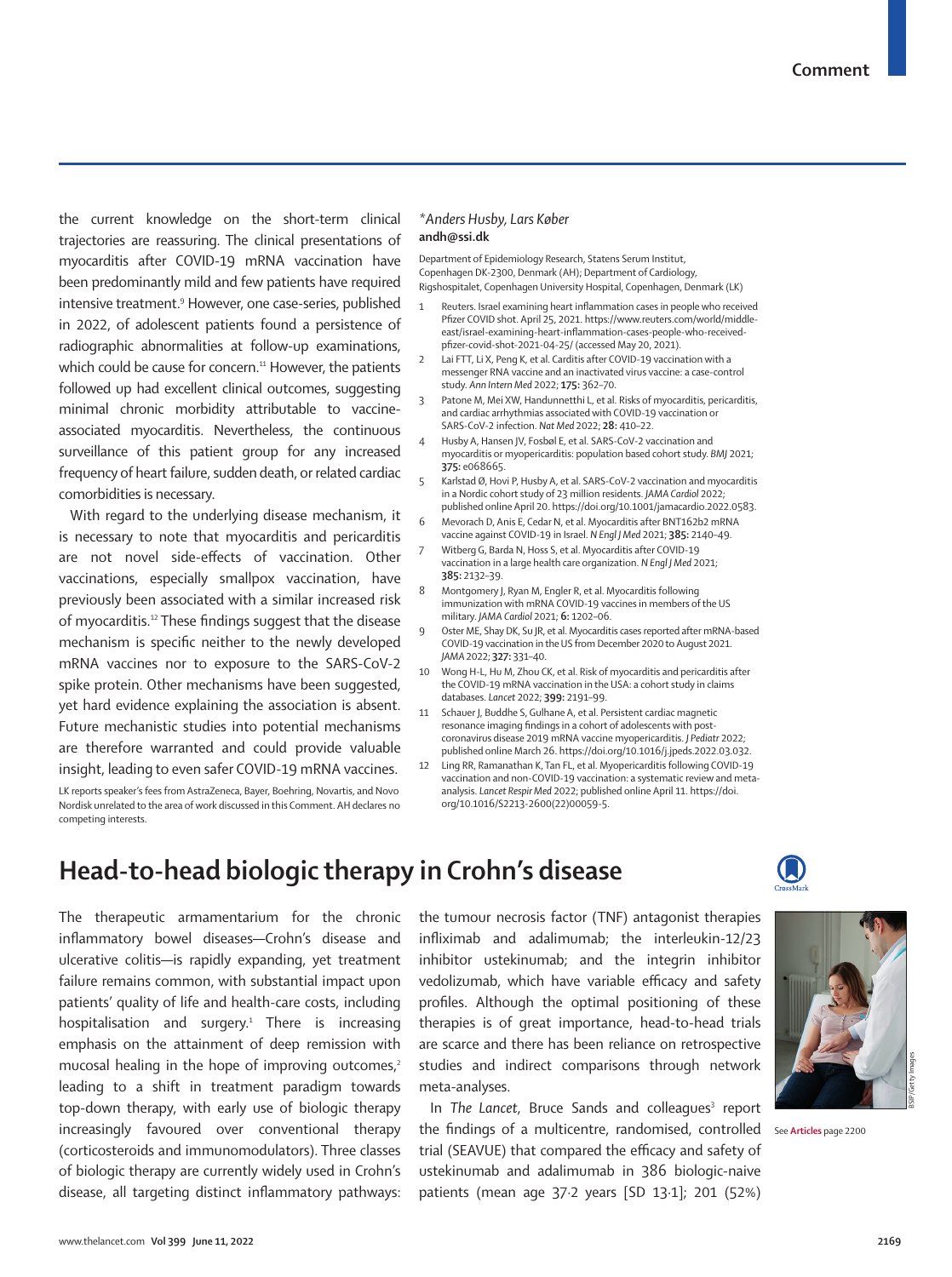the current knowledge on the short-term clinical trajectories are reassuring. The clinical presentations of myocarditis after COVID-19 mRNA vaccination have been predominantly mild and few patients have required intensive treatment.[9] However, one case-series, published in 2022, of adolescent patients found a persistence of radiographic abnormalities at follow-up examinations, which could be cause for concern.[11] However, the patients followed up had excellent clinical outcomes, suggesting minimal chronic morbidity attributable to vaccine-associated myocarditis. Nevertheless, the continuous surveillance of this patient group for any increased frequency of heart failure, sudden death, or related cardiac comorbidities is necessary.

With regard to the underlying disease mechanism, it is necessary to note that myocarditis and pericarditis are not novel side-effects of vaccination. Other vaccinations, especially smallpox vaccination, have previously been associated with a similar increased risk of myocarditis.[12] These findings suggest that the disease mechanism is specific neither to the newly developed mRNA vaccines nor to exposure to the SARS-CoV-2 spike protein. Other mechanisms have been suggested, yet hard evidence explaining the association is absent. Future mechanistic studies into potential mechanisms are therefore warranted and could provide valuable insight, leading to even safer COVID-19 mRNA vaccines.

LK reports speaker's fees from AstraZeneca, Bayer, Boehring, Novartis, and Novo Nordisk unrelated to the area of work discussed in this Comment. AH declares no competing interests.

*Anders Husby, Lars Køber*
**andh@ssi.dk**

Department of Epidemiology Research, Statens Serum Institut, Copenhagen DK-2300, Denmark (AH); Department of Cardiology, Rigshospitalet, Copenhagen University Hospital, Copenhagen, Denmark (LK)

1. Reuters. Israel examining heart inflammation cases in people who received Pfizer COVID shot. April 25, 2021. https://www.reuters.com/world/middle-east/israel-examining-heart-inflammation-cases-people-who-received-pfizer-covid-shot-2021-04-25/ (accessed May 20, 2021).
2. Lai FTT, Li X, Peng K, et al. Carditis after COVID-19 vaccination with a messenger RNA vaccine and an inactivated virus vaccine: a case-control study. *Ann Intern Med* 2022; **175:** 362–70.
3. Patone M, Mei XW, Handunnetthi L, et al. Risks of myocarditis, pericarditis, and cardiac arrhythmias associated with COVID-19 vaccination or SARS-CoV-2 infection. *Nat Med* 2022; **28:** 410–22.
4. Husby A, Hansen JV, Fosbøl E, et al. SARS-CoV-2 vaccination and myocarditis or myopericarditis: population based cohort study. *BMJ* 2021; **375:** e068665.
5. Karlstad Ø, Hovi P, Husby A, et al. SARS-CoV-2 vaccination and myocarditis in a Nordic cohort study of 23 million residents. *JAMA Cardiol* 2022; published online April 20. https://doi.org/10.1001/jamacardio.2022.0583.
6. Mevorach D, Anis E, Cedar N, et al. Myocarditis after BNT162b2 mRNA vaccine against COVID-19 in Israel. *N Engl J Med* 2021; **385:** 2140–49.
7. Witberg G, Barda N, Hoss S, et al. Myocarditis after COVID-19 vaccination in a large health care organization. *N Engl J Med* 2021; **385:** 2132–39.
8. Montgomery J, Ryan M, Engler R, et al. Myocarditis following immunization with mRNA COVID-19 vaccines in members of the US military. *JAMA Cardiol* 2021; **6:** 1202–06.
9. Oster ME, Shay DK, Su JR, et al. Myocarditis cases reported after mRNA-based COVID-19 vaccination in the US from December 2020 to August 2021. *JAMA* 2022; **327:** 331–40.
10. Wong H-L, Hu M, Zhou CK, et al. Risk of myocarditis and pericarditis after the COVID-19 mRNA vaccination in the USA: a cohort study in claims databases. *Lancet* 2022; **399:** 2191–99.
11. Schauer J, Buddhe S, Gulhane A, et al. Persistent cardiac magnetic resonance imaging findings in a cohort of adolescents with post-coronavirus disease 2019 mRNA vaccine myopericarditis. *J Pediatr* 2022; published online March 26. https://doi.org/10.1016/j.jpeds.2022.03.032.
12. Ling RR, Ramanathan K, Tan FL, et al. Myopericarditis following COVID-19 vaccination and non-COVID-19 vaccination: a systematic review and meta-analysis. *Lancet Respir Med* 2022; published online April 11. https://doi.org/10.1016/S2213-2600(22)00059-5.

# Head-to-head biologic therapy in Crohn's disease

The therapeutic armamentarium for the chronic inflammatory bowel diseases—Crohn's disease and ulcerative colitis—is rapidly expanding, yet treatment failure remains common, with substantial impact upon patients' quality of life and health-care costs, including hospitalisation and surgery.[1] There is increasing emphasis on the attainment of deep remission with mucosal healing in the hope of improving outcomes,[2] leading to a shift in treatment paradigm towards top-down therapy, with early use of biologic therapy increasingly favoured over conventional therapy (corticosteroids and immunomodulators). Three classes of biologic therapy are currently widely used in Crohn's disease, all targeting distinct inflammatory pathways: the tumour necrosis factor (TNF) antagonist therapies infliximab and adalimumab; the interleukin-12/23 inhibitor ustekinumab; and the integrin inhibitor vedolizumab, which have variable efficacy and safety profiles. Although the optimal positioning of these therapies is of great importance, head-to-head trials are scarce and there has been reliance on retrospective studies and indirect comparisons through network meta-analyses.

In *The Lancet*, Bruce Sands and colleagues[3] report the findings of a multicentre, randomised, controlled trial (SEAVUE) that compared the efficacy and safety of ustekinumab and adalimumab in 386 biologic-naive patients (mean age 37·2 years [SD 13·1]; 201 (52%)

BSIP/Getty Images

See **Articles** page 2200